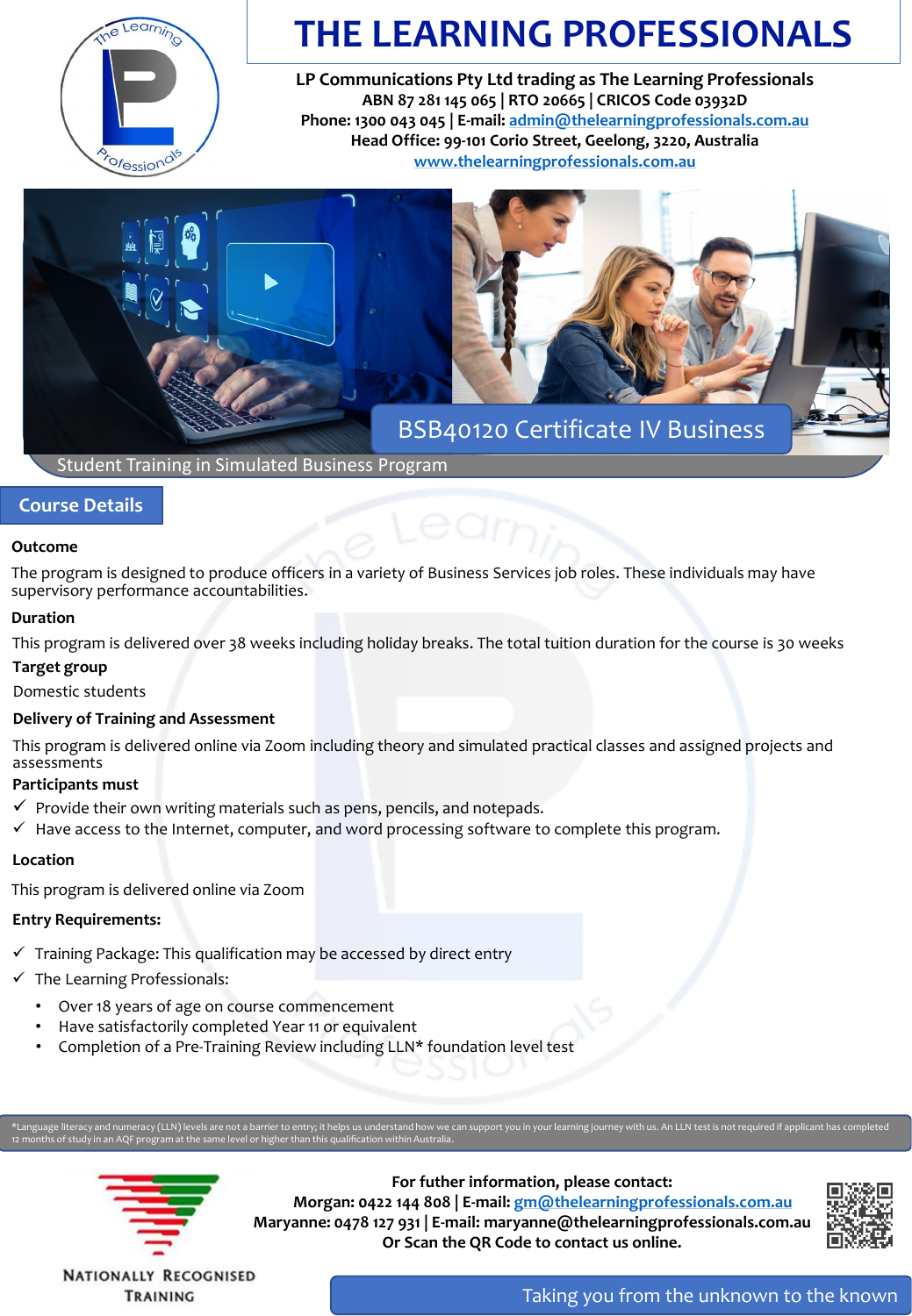# THE LEARNING PROFESSIONALS

**LP Communications Pty Ltd trading as The Learning Professionals**
**ABN 87 281 145 065 | RTO 20665 | CRICOS Code 03932D**
**Phone: 1300 043 045 | E-mail: admin@thelearningprofessionals.com.au**
**Head Office: 99-101 Corio Street, Geelong, 3220, Australia**
**www.thelearningprofessionals.com.au**

## BSB40120 Certificate IV Business

Student Training in Simulated Business Program

## Course Details

**Outcome**

The program is designed to produce officers in a variety of Business Services job roles. These individuals may have supervisory performance accountabilities.

**Duration**

This program is delivered over 38 weeks including holiday breaks. The total tuition duration for the course is 30 weeks

**Target group**

Domestic students

**Delivery of Training and Assessment**

This program is delivered online via Zoom including theory and simulated practical classes and assigned projects and assessments

**Participants must**

- ✓ Provide their own writing materials such as pens, pencils, and notepads.
- ✓ Have access to the Internet, computer, and word processing software to complete this program.

**Location**

This program is delivered online via Zoom

**Entry Requirements:**

- ✓ Training Package: This qualification may be accessed by direct entry
- ✓ The Learning Professionals:
  - Over 18 years of age on course commencement
  - Have satisfactorily completed Year 11 or equivalent
  - Completion of a Pre-Training Review including LLN* foundation level test

*Language literacy and numeracy (LLN) levels are not a barrier to entry; it helps us understand how we can support you in your learning journey with us. An LLN test is not required if applicant has completed 12 months of study in an AQF program at the same level or higher than this qualification within Australia.

NATIONALLY RECOGNISED TRAINING

**For futher information, please contact:**
**Morgan: 0422 144 808 | E-mail: gm@thelearningprofessionals.com.au**
**Maryanne: 0478 127 931 | E-mail: maryanne@thelearningprofessionals.com.au**
**Or Scan the QR Code to contact us online.**

Taking you from the unknown to the known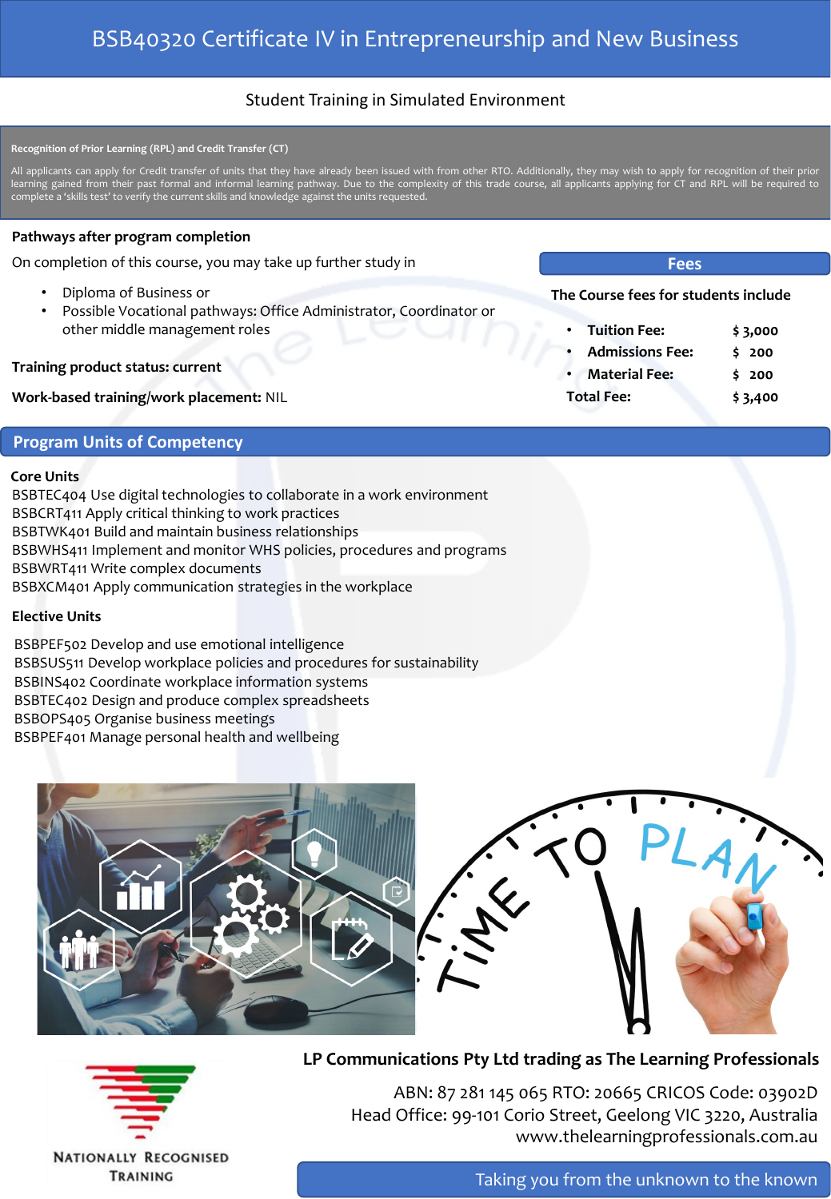# BSB40320 Certificate IV in Entrepreneurship and New Business

Student Training in Simulated Environment

**Recognition of Prior Learning (RPL) and Credit Transfer (CT)**

All applicants can apply for Credit transfer of units that they have already been issued with from other RTO. Additionally, they may wish to apply for recognition of their prior learning gained from their past formal and informal learning pathway. Due to the complexity of this trade course, all applicants applying for CT and RPL will be required to complete a 'skills test' to verify the current skills and knowledge against the units requested.

**Pathways after program completion**

On completion of this course, you may take up further study in

- Diploma of Business or
- Possible Vocational pathways: Office Administrator, Coordinator or other middle management roles

**Training product status: current**

**Work-based training/work placement:** NIL

## Fees

**The Course fees for students include**

- **Tuition Fee:** $ 3,000
- **Admissions Fee:** $ 200
- **Material Fee:** $ 200

**Total Fee:** $ 3,400

## Program Units of Competency

**Core Units**

BSBTEC404 Use digital technologies to collaborate in a work environment
BSBCRT411 Apply critical thinking to work practices
BSBTWK401 Build and maintain business relationships
BSBWHS411 Implement and monitor WHS policies, procedures and programs
BSBWRT411 Write complex documents
BSBXCM401 Apply communication strategies in the workplace

**Elective Units**

BSBPEF502 Develop and use emotional intelligence
BSBSUS511 Develop workplace policies and procedures for sustainability
BSBINS402 Coordinate workplace information systems
BSBTEC402 Design and produce complex spreadsheets
BSBOPS405 Organise business meetings
BSBPEF401 Manage personal health and wellbeing

**LP Communications Pty Ltd trading as The Learning Professionals**

ABN: 87 281 145 065 RTO: 20665 CRICOS Code: 03902D
Head Office: 99-101 Corio Street, Geelong VIC 3220, Australia
www.thelearningprofessionals.com.au

Nationally Recognised Training

Taking you from the unknown to the known